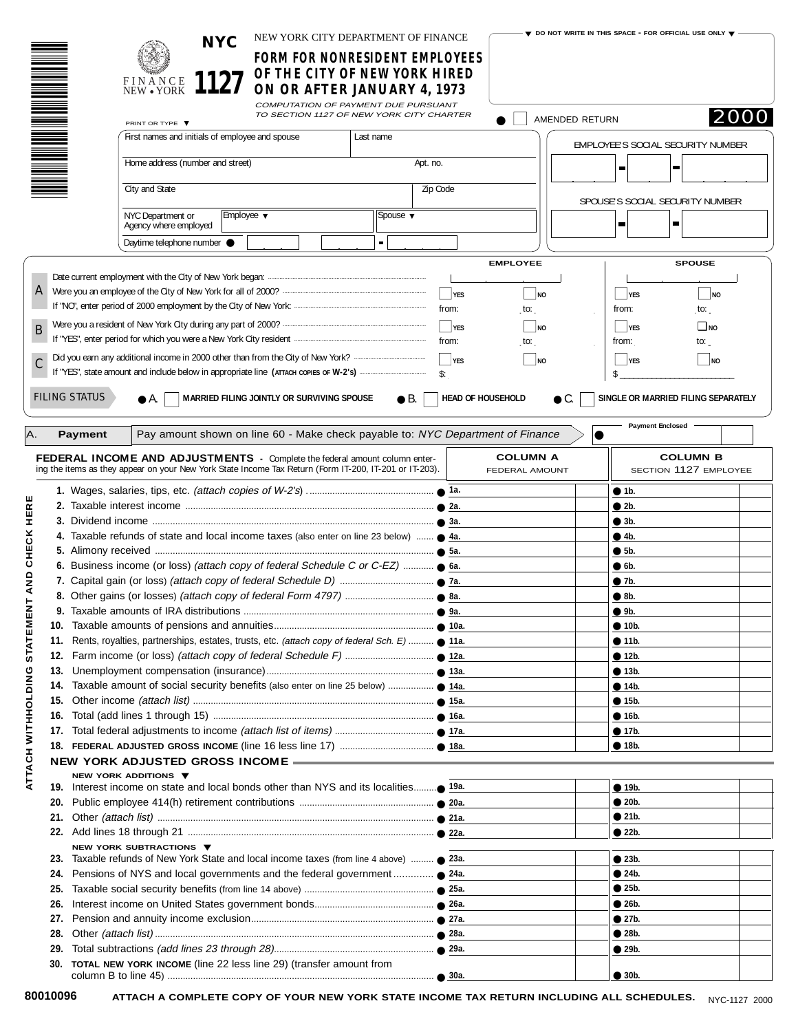# NYC 1127

NEW YORK CITY DEPARTMENT OF FINANCE

FINANCE NEW • YORK

## FORM FOR NONRESIDENT EMPLOYEES OF THE CITY OF NEW YORK HIRED ON OR AFTER JANUARY 4, 1973

*COMPUTATION OF PAYMENT DUE PURSUANT TO SECTION 1127 OF NEW YORK CITY CHARTER*

▼ DO NOT WRITE IN THIS SPACE - FOR OFFICIAL USE ONLY ▼

AMENDED RETURN

**2000**

PRINT OR TYPE ▼

| First names and initials of employee and spouse | Last name | EMPLOYEE'S SOCIAL SECURITY NUMBER |
|---|---|---|
| Home address (number and street) | Apt. no. | |
| City and State | Zip Code | SPOUSE'S SOCIAL SECURITY NUMBER |
| NYC Department or Agency where employed | Employee ▼ / Spouse ▼ | |
| Daytime telephone number | | |

| | | EMPLOYEE | | SPOUSE | |
|---|---|---|---|---|---|
| | Date current employment with the City of New York began: | | | | |
| A | Were you an employee of the City of New York for all of 2000? | YES | NO | YES | NO |
| | If "NO", enter period of 2000 employment by the City of New York: | from: | to: | from: | to: |
| B | Were you a resident of New York City during any part of 2000? | YES | NO | YES | NO |
| | If "YES", enter period for which you were a New York City resident | from: | to: | from: | to: |
| C | Did you earn any additional income in 2000 other than from the City of New York? | YES | NO | YES | NO |
| | If "YES", state amount and include below in appropriate line (ATTACH COPIES OF W-2's) | $: | | $ | |

**FILING STATUS** ● A. MARRIED FILING JOINTLY OR SURVIVING SPOUSE ● B. HEAD OF HOUSEHOLD ● C. SINGLE OR MARRIED FILING SEPARATELY

| A. | **Payment** | Pay amount shown on line 60 - Make check payable to: *NYC Department of Finance* | Payment Enclosed |
|---|---|---|---|

ATTACH WITHHOLDING STATEMENT AND CHECK HERE

| **FEDERAL INCOME AND ADJUSTMENTS** - Complete the federal amount column entering the items as they appear on your New York State Income Tax Return (Form IT-200, IT-201 or IT-203). | **COLUMN A** FEDERAL AMOUNT | **COLUMN B** SECTION 1127 EMPLOYEE |
|---|---|---|
| **1.** Wages, salaries, tips, etc. *(attach copies of W-2's)* | 1a. | 1b. |
| **2.** Taxable interest income | 2a. | 2b. |
| **3.** Dividend income | 3a. | 3b. |
| **4.** Taxable refunds of state and local income taxes (also enter on line 23 below) | 4a. | 4b. |
| **5.** Alimony received | 5a. | 5b. |
| **6.** Business income (or loss) *(attach copy of federal Schedule C or C-EZ)* | 6a. | 6b. |
| **7.** Capital gain (or loss) *(attach copy of federal Schedule D)* | 7a. | 7b. |
| **8.** Other gains (or losses) *(attach copy of federal Form 4797)* | 8a. | 8b. |
| **9.** Taxable amounts of IRA distributions | 9a. | 9b. |
| **10.** Taxable amounts of pensions and annuities | 10a. | 10b. |
| **11.** Rents, royalties, partnerships, estates, trusts, etc. *(attach copy of federal Sch. E)* | 11a. | 11b. |
| **12.** Farm income (or loss) *(attach copy of federal Schedule F)* | 12a. | 12b. |
| **13.** Unemployment compensation (insurance) | 13a. | 13b. |
| **14.** Taxable amount of social security benefits (also enter on line 25 below) | 14a. | 14b. |
| **15.** Other income *(attach list)* | 15a. | 15b. |
| **16.** Total (add lines 1 through 15) | 16a. | 16b. |
| **17.** Total federal adjustments to income *(attach list of items)* | 17a. | 17b. |
| **18.** **FEDERAL ADJUSTED GROSS INCOME** (line 16 less line 17) | 18a. | 18b. |
| **NEW YORK ADJUSTED GROSS INCOME** | | |
| **NEW YORK ADDITIONS** ▼ | | |
| **19.** Interest income on state and local bonds other than NYS and its localities | 19a. | 19b. |
| **20.** Public employee 414(h) retirement contributions | 20a. | 20b. |
| **21.** Other *(attach list)* | 21a. | 21b. |
| **22.** Add lines 18 through 21 | 22a. | 22b. |
| **NEW YORK SUBTRACTIONS** ▼ | | |
| **23.** Taxable refunds of New York State and local income taxes (from line 4 above) | 23a. | 23b. |
| **24.** Pensions of NYS and local governments and the federal government | 24a. | 24b. |
| **25.** Taxable social security benefits (from line 14 above) | 25a. | 25b. |
| **26.** Interest income on United States government bonds | 26a. | 26b. |
| **27.** Pension and annuity income exclusion | 27a. | 27b. |
| **28.** Other *(attach list)* | 28a. | 28b. |
| **29.** Total subtractions *(add lines 23 through 28)* | 29a. | 29b. |
| **30.** **TOTAL NEW YORK INCOME** (line 22 less line 29) (transfer amount from column B to line 45) | 30a. | 30b. |

80010096

**ATTACH A COMPLETE COPY OF YOUR NEW YORK STATE INCOME TAX RETURN INCLUDING ALL SCHEDULES.**

NYC-1127 2000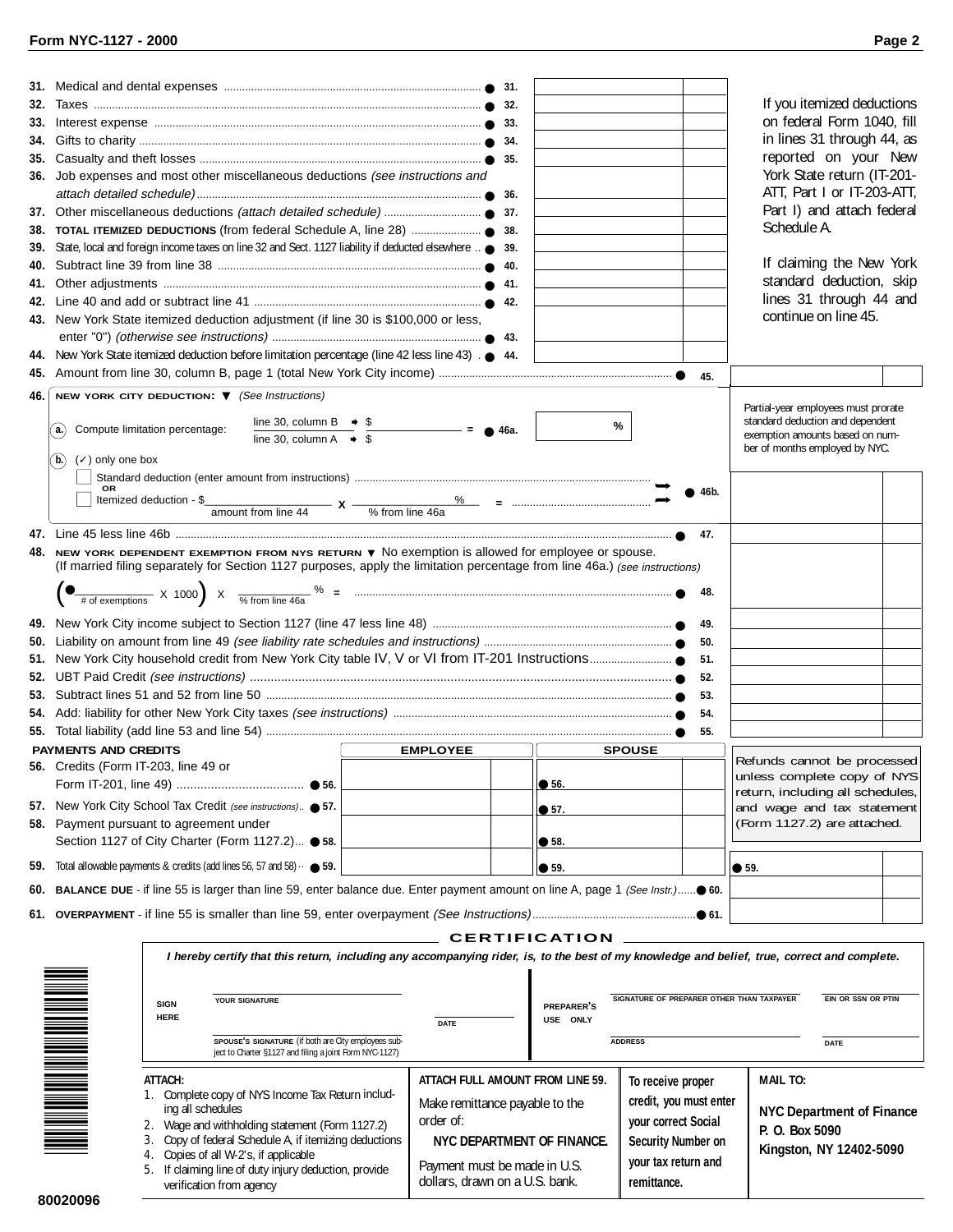**Form NYC-1127 - 2000**

| | | |
|---|---|---|
| **31.** Medical and dental expenses | ● 31. | |
| **32.** Taxes | ● 32. | |
| **33.** Interest expense | ● 33. | |
| **34.** Gifts to charity | ● 34. | |
| **35.** Casualty and theft losses | ● 35. | |
| **36.** Job expenses and most other miscellaneous deductions *(see instructions and attach detailed schedule)* | ● 36. | |
| **37.** Other miscellaneous deductions *(attach detailed schedule)* | ● 37. | |
| **38.** **TOTAL ITEMIZED DEDUCTIONS** (from federal Schedule A, line 28) | ● 38. | |
| **39.** State, local and foreign income taxes on line 32 and Sect. 1127 liability if deducted elsewhere | ● 39. | |
| **40.** Subtract line 39 from line 38 | ● 40. | |
| **41.** Other adjustments | ● 41. | |
| **42.** Line 40 and add or subtract line 41 | ● 42. | |
| **43.** New York State itemized deduction adjustment (if line 30 is $100,000 or less, enter "0") *(otherwise see instructions)* | ● 43. | |
| **44.** New York State itemized deduction before limitation percentage (line 42 less line 43) | ● 44. | |

If you itemized deductions on federal Form 1040, fill in lines 31 through 44, as reported on your New York State return (IT-201-ATT, Part I or IT-203-ATT, Part I) and attach federal Schedule A.

If claiming the New York standard deduction, skip lines 31 through 44 and continue on line 45.

**45.** Amount from line 30, column B, page 1 (total New York City income) ● 45.

**46.** **NEW YORK CITY DEDUCTION:** ▼ *(See Instructions)*

(a.) Compute limitation percentage: line 30, column B ➜ $ ____ / line 30, column A ➜ $ ____ = ● 46a. ____ %

(b.) (✓) only one box

☐ Standard deduction (enter amount from instructions)

OR

☐ Itemized deduction - $____ (amount from line 44) X ____% (% from line 46a) = ● 46b.

Partial-year employees must prorate standard deduction and dependent exemption amounts based on number of months employed by NYC.

**47.** Line 45 less line 46b ● 47.

**48.** **NEW YORK DEPENDENT EXEMPTION FROM NYS RETURN** ▼ No exemption is allowed for employee or spouse. (If married filing separately for Section 1127 purposes, apply the limitation percentage from line 46a.) *(see instructions)*

(● ____ # of exemptions X 1000) X ____ % (% from line 46a) = ● 48.

**49.** New York City income subject to Section 1127 (line 47 less line 48) ● 49.

**50.** Liability on amount from line 49 *(see liability rate schedules and instructions)* ● 50.

**51.** New York City household credit from New York City table IV, V or VI from IT-201 Instructions ● 51.

**52.** UBT Paid Credit *(see instructions)* ● 52.

**53.** Subtract lines 51 and 52 from line 50 ● 53.

**54.** Add: liability for other New York City taxes *(see instructions)* ● 54.

**55.** Total liability (add line 53 and line 54) ● 55.

**PAYMENTS AND CREDITS**

| | EMPLOYEE | SPOUSE | |
|---|---|---|---|
| **56.** Credits (Form IT-203, line 49 or Form IT-201, line 49) | ● 56. | ● 56. | |
| **57.** New York City School Tax Credit *(see instructions)* | ● 57. | ● 57. | |
| **58.** Payment pursuant to agreement under Section 1127 of City Charter (Form 1127.2) | ● 58. | ● 58. | |
| **59.** Total allowable payments & credits (add lines 56, 57 and 58) | ● 59. | ● 59. | ● 59. |

Refunds cannot be processed unless complete copy of NYS return, including all schedules, and wage and tax statement (Form 1127.2) are attached.

**60.** **BALANCE DUE** - if line 55 is larger than line 59, enter balance due. Enter payment amount on line A, page 1 *(See Instr.)* ● 60.

**61.** **OVERPAYMENT** - if line 55 is smaller than line 59, enter overpayment *(See Instructions)* ● 61.

## CERTIFICATION

*I hereby certify that this return, including any accompanying rider, is, to the best of my knowledge and belief, true, correct and complete.*

SIGN HERE

YOUR SIGNATURE

SPOUSE'S SIGNATURE (if both are City employees subject to Charter §1127 and filing a joint Form NYC-1127)

DATE

PREPARER'S USE ONLY

SIGNATURE OF PREPARER OTHER THAN TAXPAYER | EIN OR SSN OR PTIN

ADDRESS | DATE

**ATTACH:**

1. Complete copy of NYS Income Tax Return including all schedules
2. Wage and withholding statement (Form 1127.2)
3. Copy of federal Schedule A, if itemizing deductions
4. Copies of all W-2's, if applicable
5. If claiming line of duty injury deduction, provide verification from agency

**ATTACH FULL AMOUNT FROM LINE 59.**

Make remittance payable to the order of:

**NYC DEPARTMENT OF FINANCE.**

Payment must be made in U.S. dollars, drawn on a U.S. bank.

**To receive proper credit, you must enter your correct Social Security Number on your tax return and remittance.**

**MAIL TO:**

**NYC Department of Finance**
**P. O. Box 5090**
**Kingston, NY 12402-5090**

80020096